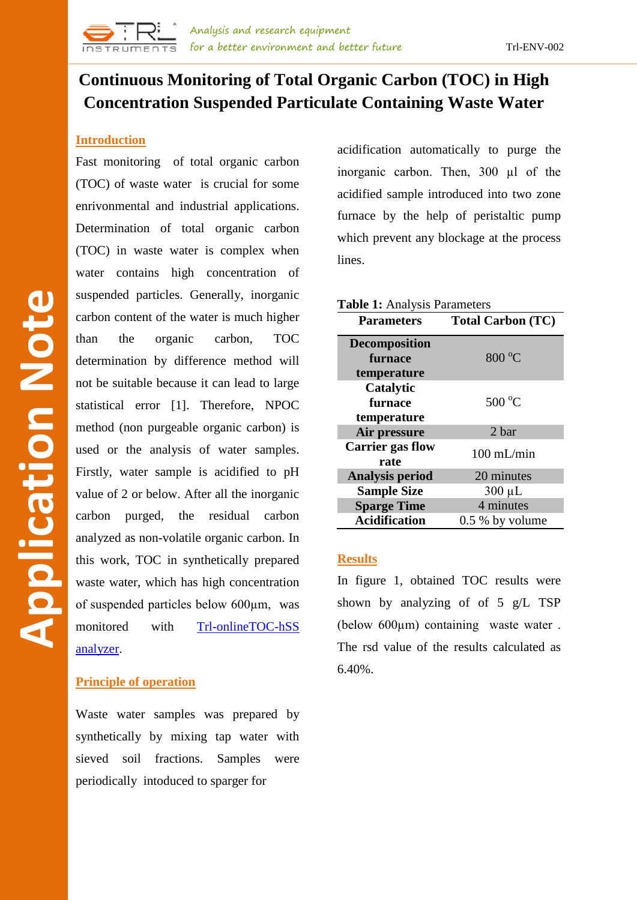# Continuous Monitoring of Total Organic Carbon (TOC) in High Concentration Suspended Particulate Containing Waste Water

## Introduction

Fast monitoring of total organic carbon (TOC) of waste water is crucial for some enrivonmental and industrial applications. Determination of total organic carbon (TOC) in waste water is complex when water contains high concentration of suspended particles. Generally, inorganic carbon content of the water is much higher than the organic carbon, TOC determination by difference method will not be suitable because it can lead to large statistical error [1]. Therefore, NPOC method (non purgeable organic carbon) is used or the analysis of water samples. Firstly, water sample is acidified to pH value of 2 or below. After all the inorganic carbon purged, the residual carbon analyzed as non-volatile organic carbon. In this work, TOC in synthetically prepared waste water, which has high concentration of suspended particles below 600µm, was monitored with Trl-onlineTOC-hSS analyzer.

## Principle of operation

Waste water samples was prepared by synthetically by mixing tap water with sieved soil fractions. Samples were periodically intoduced to sparger for acidification automatically to purge the inorganic carbon. Then, 300 µl of the acidified sample introduced into two zone furnace by the help of peristaltic pump which prevent any blockage at the process lines.

**Table 1:** Analysis Parameters

| Parameters | Total Carbon (TC) |
|---|---|
| **Decomposition furnace temperature** | 800 °C |
| **Catalytic furnace temperature** | 500 °C |
| **Air pressure** | 2 bar |
| **Carrier gas flow rate** | 100 mL/min |
| **Analysis period** | 20 minutes |
| **Sample Size** | 300 µL |
| **Sparge Time** | 4 minutes |
| **Acidification** | 0.5 % by volume |

## Results

In figure 1, obtained TOC results were shown by analyzing of of 5 g/L TSP (below 600µm) containing waste water . The rsd value of the results calculated as 6.40%.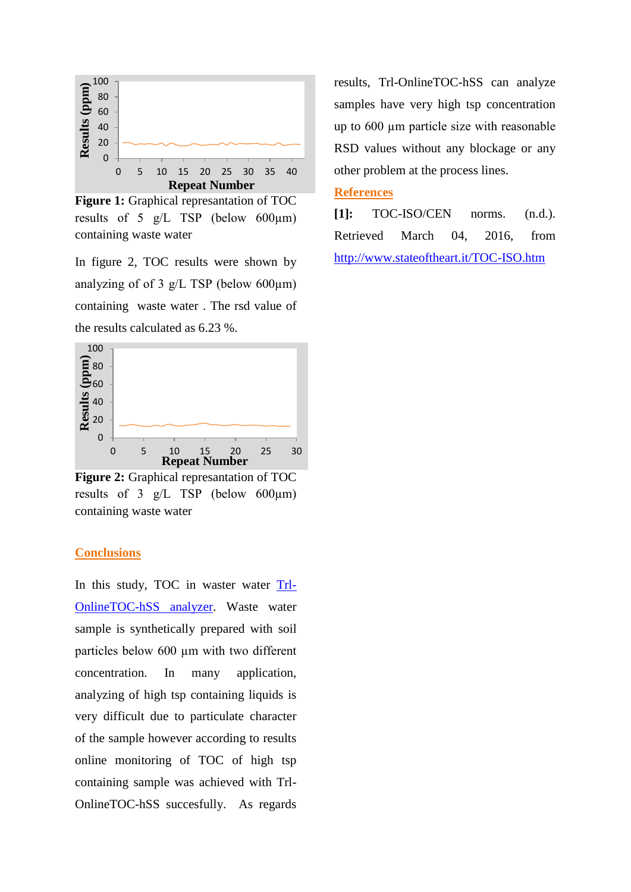100
80
60
40
20
0
Results (ppm)
0 5 10 15 20 25 30 35 40
Repeat Number

**Figure 1:** Graphical represantation of TOC results of 5 g/L TSP (below 600µm) containing waste water

In figure 2, TOC results were shown by analyzing of of 3 g/L TSP (below 600µm) containing waste water . The rsd value of the results calculated as 6.23 %.

100
80
60
40
20
0
Results (ppm)
0 5 10 15 20 25 30
Repeat Number

**Figure 2:** Graphical represantation of TOC results of 3 g/L TSP (below 600µm) containing waste water

## Conclusions

In this study, TOC in waster water [Trl-OnlineTOC-hSS analyzer](). Waste water sample is synthetically prepared with soil particles below 600 µm with two different concentration. In many application, analyzing of high tsp containing liquids is very difficult due to particulate character of the sample however according to results online monitoring of TOC of high tsp containing sample was achieved with Trl-OnlineTOC-hSS succesfully. As regards results, Trl-OnlineTOC-hSS can analyze samples have very high tsp concentration up to 600 µm particle size with reasonable RSD values without any blockage or any other problem at the process lines.

## References

**[1]:** TOC-ISO/CEN norms. (n.d.). Retrieved March 04, 2016, from http://www.stateoftheart.it/TOC-ISO.htm